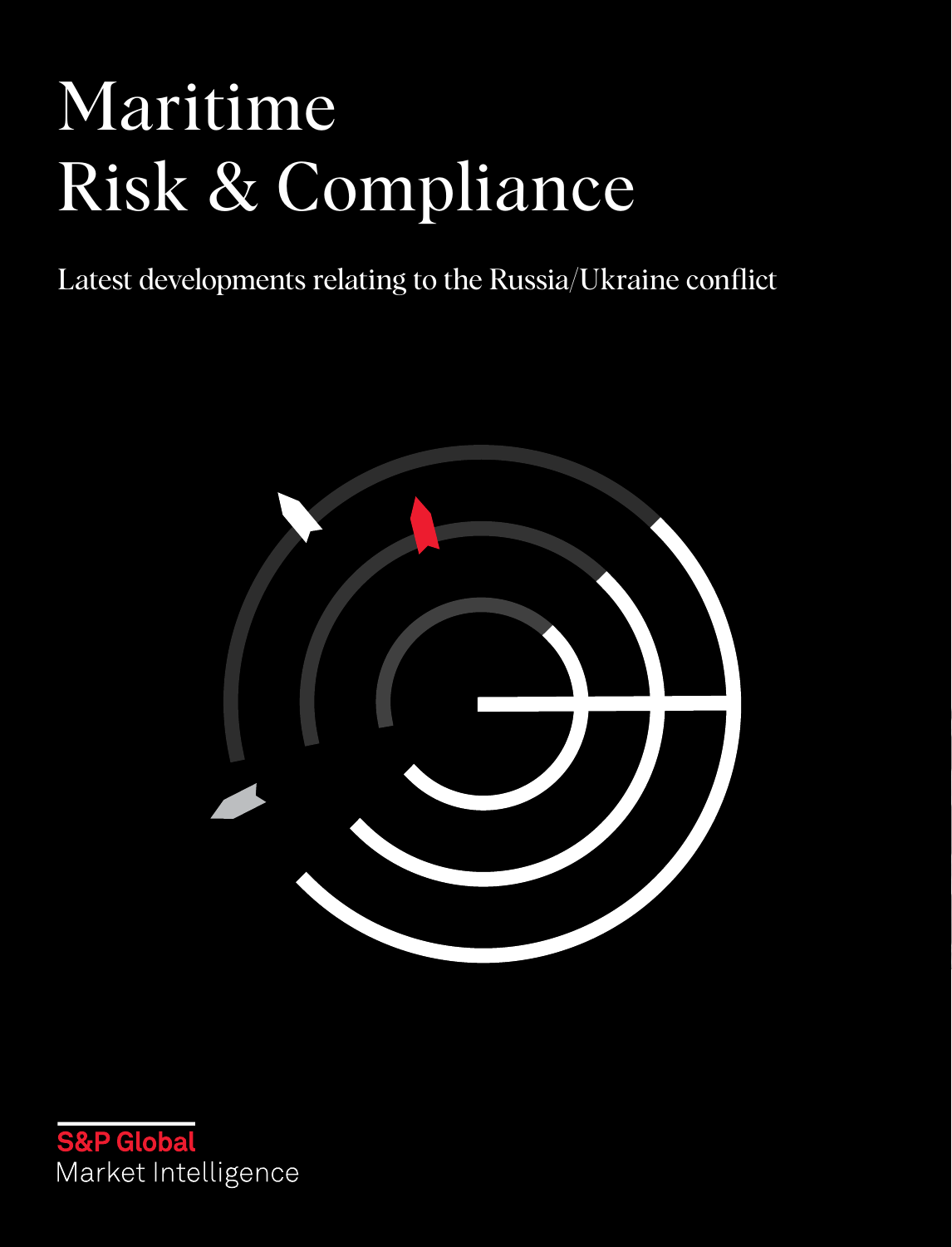# Maritime Risk & Compliance

Latest developments relating to the Russia/Ukraine conflict

S&P Global
Market Intelligence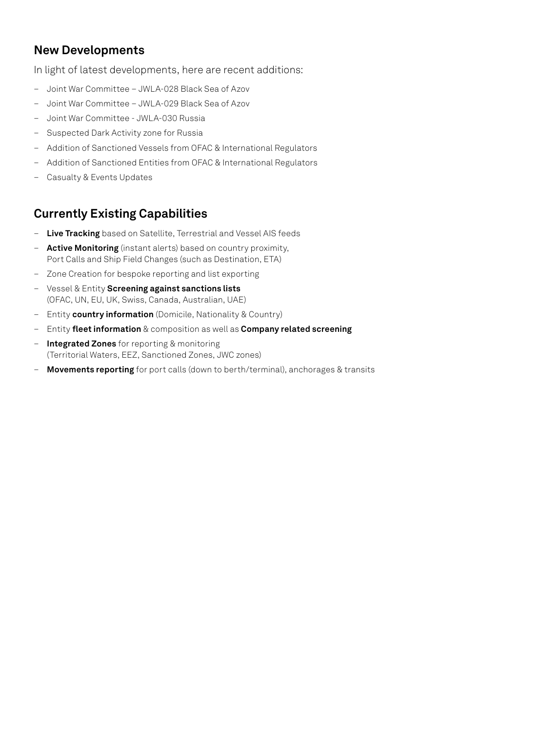## New Developments

In light of latest developments, here are recent additions:

- Joint War Committee – JWLA-028 Black Sea of Azov
- Joint War Committee – JWLA-029 Black Sea of Azov
- Joint War Committee - JWLA-030 Russia
- Suspected Dark Activity zone for Russia
- Addition of Sanctioned Vessels from OFAC & International Regulators
- Addition of Sanctioned Entities from OFAC & International Regulators
- Casualty & Events Updates

## Currently Existing Capabilities

- **Live Tracking** based on Satellite, Terrestrial and Vessel AIS feeds
- **Active Monitoring** (instant alerts) based on country proximity, Port Calls and Ship Field Changes (such as Destination, ETA)
- Zone Creation for bespoke reporting and list exporting
- Vessel & Entity **Screening against sanctions lists** (OFAC, UN, EU, UK, Swiss, Canada, Australian, UAE)
- Entity **country information** (Domicile, Nationality & Country)
- Entity **fleet information** & composition as well as **Company related screening**
- **Integrated Zones** for reporting & monitoring (Territorial Waters, EEZ, Sanctioned Zones, JWC zones)
- **Movements reporting** for port calls (down to berth/terminal), anchorages & transits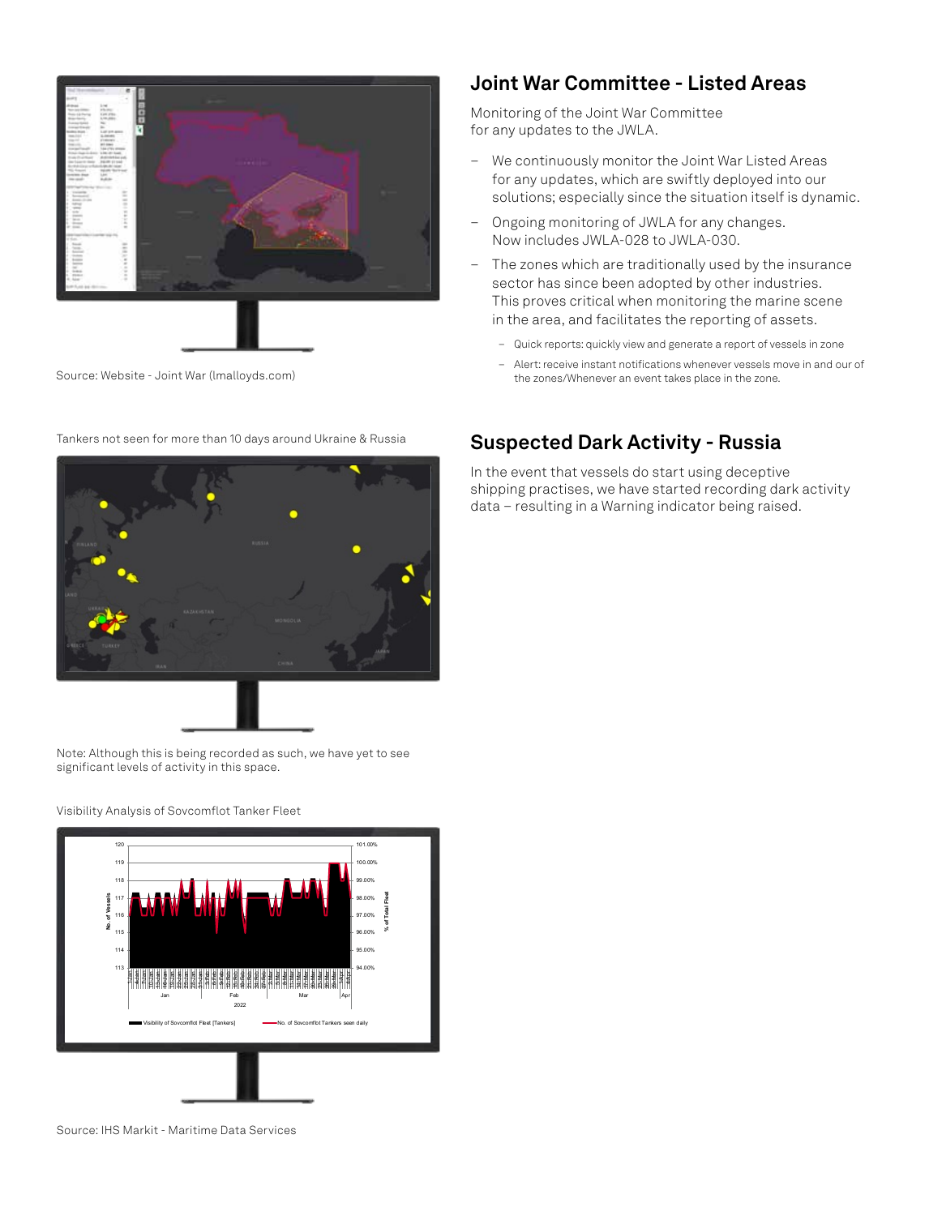## Joint War Committee - Listed Areas

Monitoring of the Joint War Committee for any updates to the JWLA.

- We continuously monitor the Joint War Listed Areas for any updates, which are swiftly deployed into our solutions; especially since the situation itself is dynamic.
- Ongoing monitoring of JWLA for any changes. Now includes JWLA-028 to JWLA-030.
- The zones which are traditionally used by the insurance sector has since been adopted by other industries. This proves critical when monitoring the marine scene in the area, and facilitates the reporting of assets.
  - Quick reports: quickly view and generate a report of vessels in zone
  - Alert: receive instant notifications whenever vessels move in and our of the zones/Whenever an event takes place in the zone.

Source: Website - Joint War (lmalloyds.com)

## Suspected Dark Activity - Russia

In the event that vessels do start using deceptive shipping practises, we have started recording dark activity data – resulting in a Warning indicator being raised.

Tankers not seen for more than 10 days around Ukraine & Russia

Note: Although this is being recorded as such, we have yet to see significant levels of activity in this space.

Visibility Analysis of Sovcomflot Tanker Fleet

Source: IHS Markit - Maritime Data Services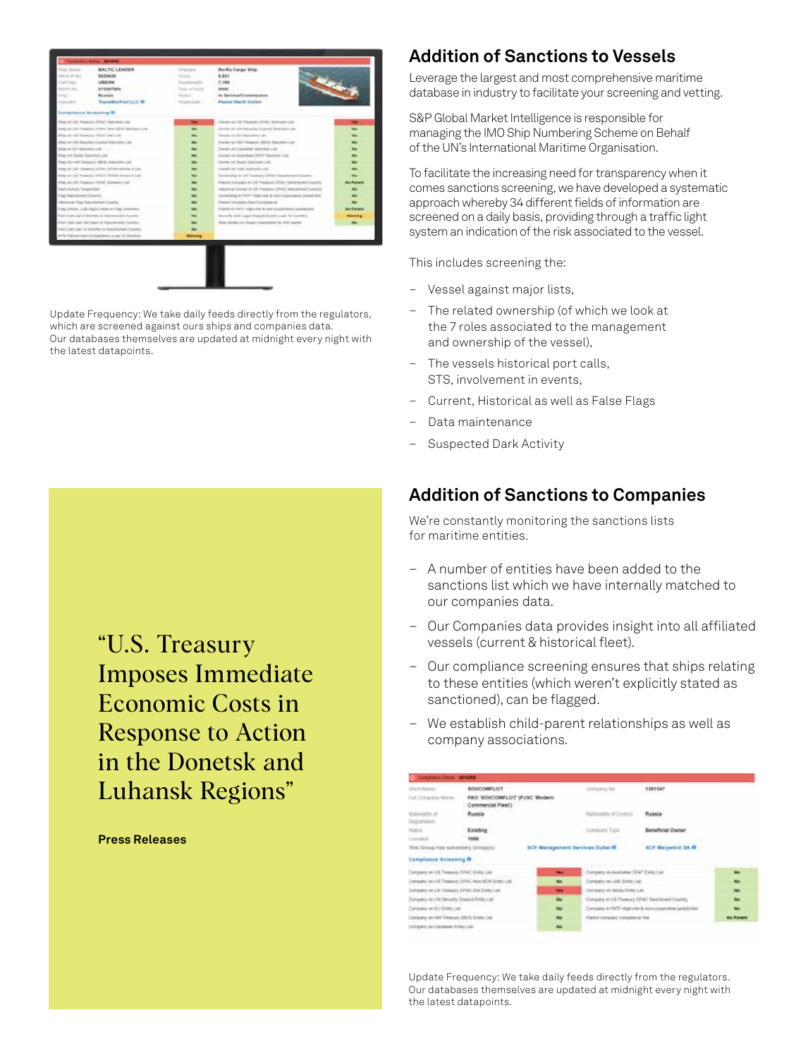## Addition of Sanctions to Vessels

Leverage the largest and most comprehensive maritime database in industry to facilitate your screening and vetting.

S&P Global Market Intelligence is responsible for managing the IMO Ship Numbering Scheme on Behalf of the UN's International Maritime Organisation.

To facilitate the increasing need for transparency when it comes sanctions screening, we have developed a systematic approach whereby 34 different fields of information are screened on a daily basis, providing through a traffic light system an indication of the risk associated to the vessel.

This includes screening the:

- Vessel against major lists,
- The related ownership (of which we look at the 7 roles associated to the management and ownership of the vessel),
- The vessels historical port calls, STS, involvement in events,
- Current, Historical as well as False Flags
- Data maintenance
- Suspected Dark Activity

Update Frequency: We take daily feeds directly from the regulators, which are screened against ours ships and companies data. Our databases themselves are updated at midnight every night with the latest datapoints.

## Addition of Sanctions to Companies

We're constantly monitoring the sanctions lists for maritime entities.

- A number of entities have been added to the sanctions list which we have internally matched to our companies data.
- Our Companies data provides insight into all affiliated vessels (current & historical fleet).
- Our compliance screening ensures that ships relating to these entities (which weren't explicitly stated as sanctioned), can be flagged.
- We establish child-parent relationships as well as company associations.

Update Frequency: We take daily feeds directly from the regulators. Our databases themselves are updated at midnight every night with the latest datapoints.

"U.S. Treasury Imposes Immediate Economic Costs in Response to Action in the Donetsk and Luhansk Regions"

**Press Releases**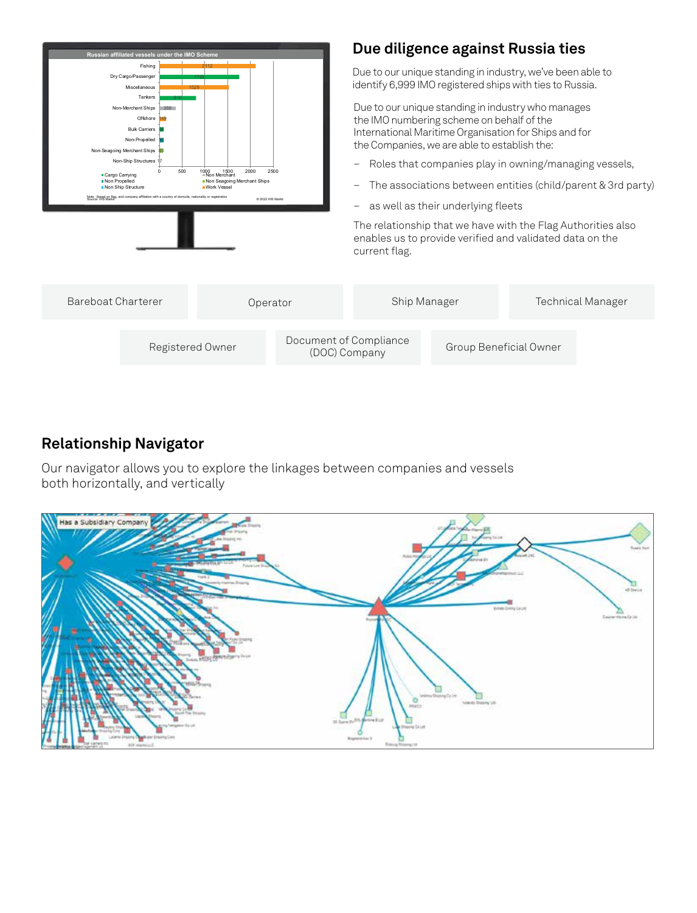## Due diligence against Russia ties

Due to our unique standing in industry, we've been able to identify 6,999 IMO registered ships with ties to Russia.

Due to our unique standing in industry who manages the IMO numbering scheme on behalf of the International Maritime Organisation for Ships and for the Companies, we are able to establish the:

- Roles that companies play in owning/managing vessels,
- The associations between entities (child/parent & 3rd party)
- as well as their underlying fleets

The relationship that we have with the Flag Authorities also enables us to provide verified and validated data on the current flag.

Bareboat Charterer | Operator | Ship Manager | Technical Manager

Registered Owner | Document of Compliance (DOC) Company | Group Beneficial Owner

## Relationship Navigator

Our navigator allows you to explore the linkages between companies and vessels both horizontally, and vertically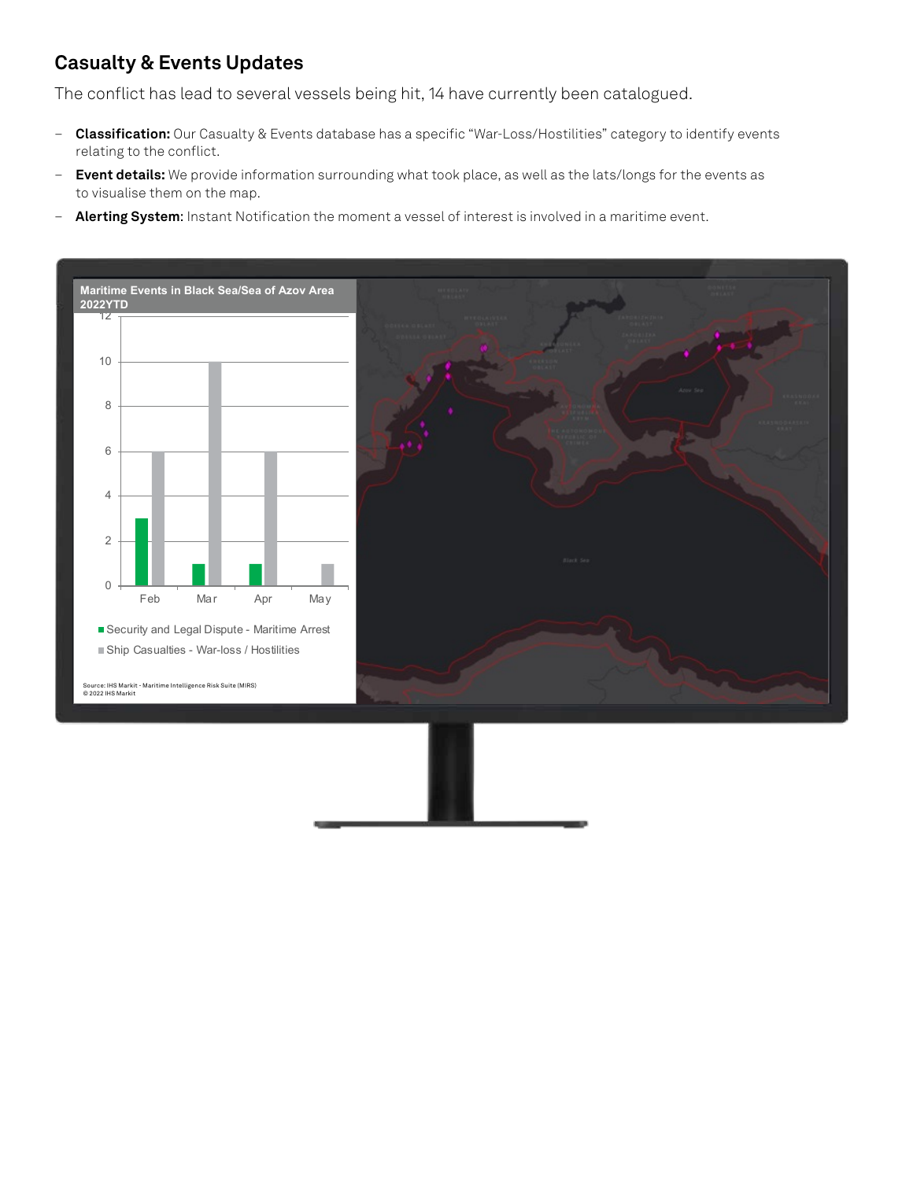## Casualty & Events Updates

The conflict has lead to several vessels being hit, 14 have currently been catalogued.

- **Classification:** Our Casualty & Events database has a specific "War-Loss/Hostilities" category to identify events relating to the conflict.
- **Event details:** We provide information surrounding what took place, as well as the lats/longs for the events as to visualise them on the map.
- **Alerting System**: Instant Notification the moment a vessel of interest is involved in a maritime event.

**Maritime Events in Black Sea/Sea of Azov Area 2022YTD**

| Month | Security and Legal Dispute - Maritime Arrest | Ship Casualties - War-loss / Hostilities |
|---|---|---|
| Feb | 3 | 6 |
| Mar | 1 | 10 |
| Apr | 1 | 6 |
| May | 0 | 1 |

Source: IHS Markit - Maritime Intelligence Risk Suite (MIRS)
© 2022 IHS Markit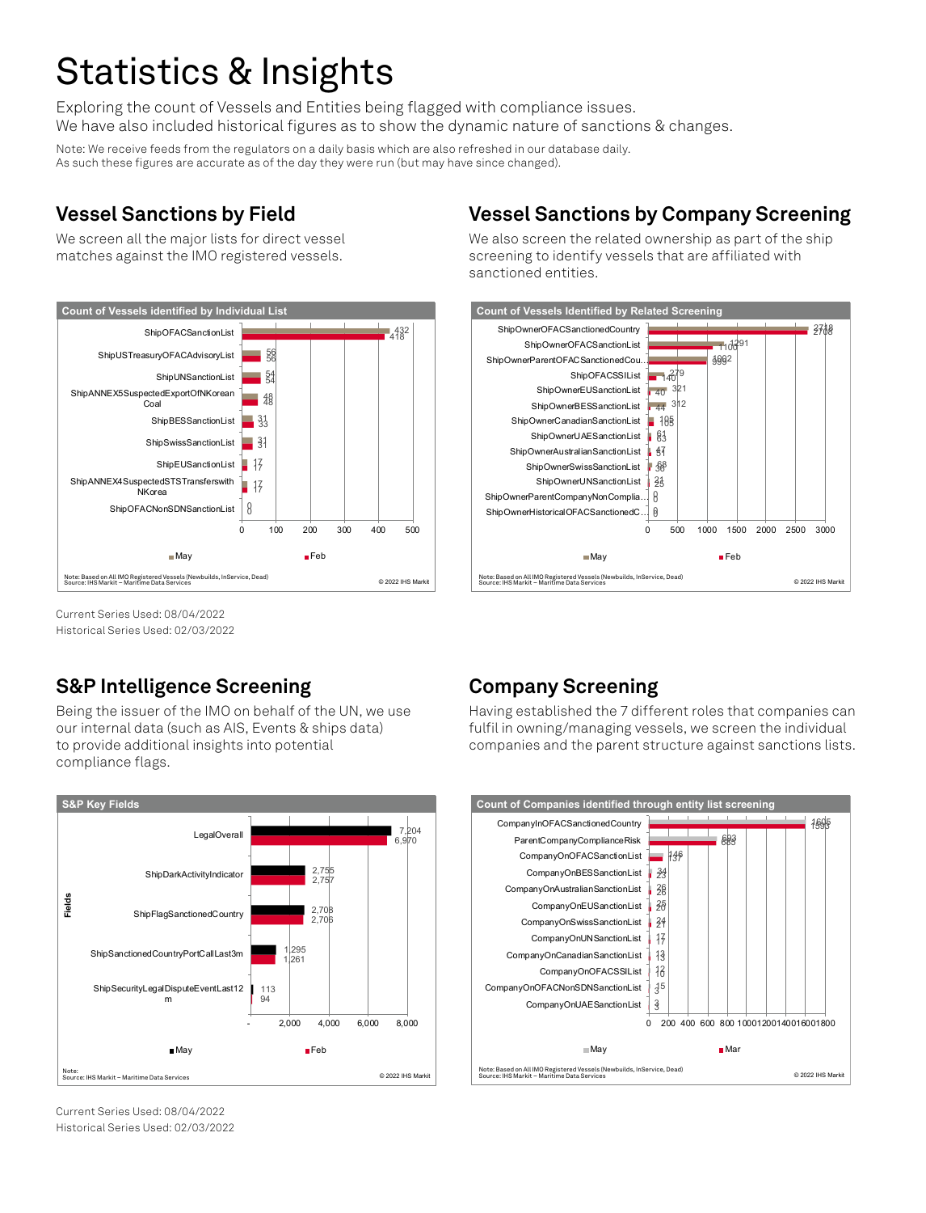# Statistics & Insights

Exploring the count of Vessels and Entities being flagged with compliance issues.
We have also included historical figures as to show the dynamic nature of sanctions & changes.

Note: We receive feeds from the regulators on a daily basis which are also refreshed in our database daily.
As such these figures are accurate as of the day they were run (but may have since changed).

## Vessel Sanctions by Field

We screen all the major lists for direct vessel matches against the IMO registered vessels.

**Count of Vessels identified by Individual List**

| List | May | Feb |
| --- | --- | --- |
| ShipOFACSanctionList | 432 | 418 |
| ShipUSTreasuryOFACAdvisoryList | 56 | 56 |
| ShipUNSanctionList | 54 | 54 |
| ShipANNEX5SuspectedExportOfNKorean Coal | 48 | 48 |
| ShipBESSanctionList | 31 | 33 |
| ShipSwissSanctionList | 31 | 31 |
| ShipEUSanctionList | 17 | 17 |
| ShipANNEX4SuspectedSTSTransferswith NKorea | 17 | 17 |
| ShipOFACNonSDNSanctionList | 0 | 0 |

Note: Based on All IMO Registered Vessels (Newbuilds, InService, Dead)
Source: IHS Markit – Maritime Data Services
© 2022 IHS Markit

Current Series Used: 08/04/2022
Historical Series Used: 02/03/2022

## Vessel Sanctions by Company Screening

We also screen the related ownership as part of the ship screening to identify vessels that are affiliated with sanctioned entities.

**Count of Vessels Identified by Related Screening**

| List | May | Feb |
| --- | --- | --- |
| ShipOwnerOFACSanctionedCountry | 2718 | 2708 |
| ShipOwnerOFACSanctionList | 1291 | 1100 |
| ShipOwnerParentOFACSanctionedCou... | 1002 | 999 |
| ShipOFACSSIList | 279 | 140 |
| ShipOwnerEUSanctionList | 321 | 40 |
| ShipOwnerBESSanctionList | 312 | 44 |
| ShipOwnerCanadianSanctionList | 105 | 108 |
| ShipOwnerUAESanctionList | 61 | 63 |
| ShipOwnerAustralianSanctionList | 47 | 51 |
| ShipOwnerSwissSanctionList | 68 | 38 |
| ShipOwnerUNSanctionList | 21 | 25 |
| ShipOwnerParentCompanyNonComplia... | 0 | 0 |
| ShipOwnerHistoricalOFACSanctionedC... | 0 | 0 |

Note: Based on All IMO Registered Vessels (Newbuilds, InService, Dead)
Source: IHS Markit – Maritime Data Services
© 2022 IHS Markit

## S&P Intelligence Screening

Being the issuer of the IMO on behalf of the UN, we use our internal data (such as AIS, Events & ships data) to provide additional insights into potential compliance flags.

**S&P Key Fields**

| Fields | May | Feb |
| --- | --- | --- |
| LegalOverall | 7,204 | 6,970 |
| ShipDarkActivityIndicator | 2,755 | 2,757 |
| ShipFlagSanctionedCountry | 2,708 | 2,706 |
| ShipSanctionedCountryPortCallLast3m | 1,295 | 1,261 |
| ShipSecurityLegalDisputeEventLast12m | 113 | 94 |

Note:
Source: IHS Markit – Maritime Data Services
© 2022 IHS Markit

Current Series Used: 08/04/2022
Historical Series Used: 02/03/2022

## Company Screening

Having established the 7 different roles that companies can fulfil in owning/managing vessels, we screen the individual companies and the parent structure against sanctions lists.

**Count of Companies identified through entity list screening**

| List | May | Mar |
| --- | --- | --- |
| CompanyInOFACSanctionedCountry | 1605 | 1593 |
| ParentCompanyComplianceRisk | 693 | 683 |
| CompanyOnOFACSanctionList | 146 | 137 |
| CompanyOnBESSanctionList | 34 | 23 |
| CompanyOnAustralianSanctionList | 26 | 26 |
| CompanyOnEUSanctionList | 25 | 20 |
| CompanyOnSwissSanctionList | 24 | 21 |
| CompanyOnUNSanctionList | 17 | 17 |
| CompanyOnCanadianSanctionList | 13 | 10 |
| CompanyOnOFACSSIList | 12 | 10 |
| CompanyOnOFACNonSDNSanctionList | 15 | 3 |
| CompanyOnUAESanctionList | 3 | 3 |

Note: Based on All IMO Registered Vessels (Newbuilds, InService, Dead)
Source: IHS Markit – Maritime Data Services
© 2022 IHS Markit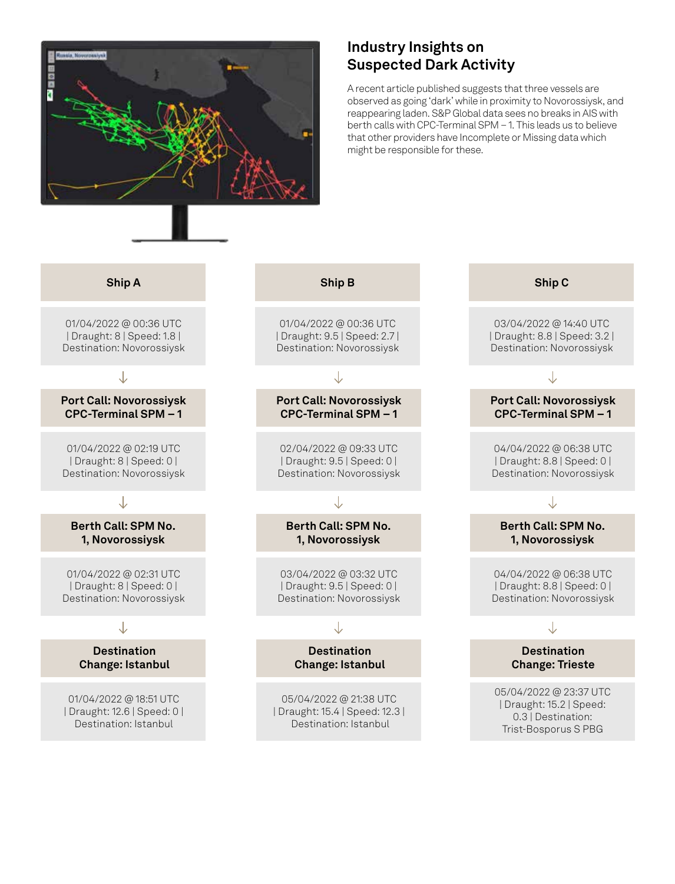## Industry Insights on Suspected Dark Activity

A recent article published suggests that three vessels are observed as going 'dark' while in proximity to Novorossiysk, and reappearing laden. S&P Global data sees no breaks in AIS with berth calls with CPC-Terminal SPM – 1. This leads us to believe that other providers have Incomplete or Missing data which might be responsible for these.

| Ship A | Ship B | Ship C |
| --- | --- | --- |
| 01/04/2022 @ 00:36 UTC \| Draught: 8 \| Speed: 1.8 \| Destination: Novorossiysk | 01/04/2022 @ 00:36 UTC \| Draught: 9.5 \| Speed: 2.7 \| Destination: Novorossiysk | 03/04/2022 @ 14:40 UTC \| Draught: 8.8 \| Speed: 3.2 \| Destination: Novorossiysk |
| ↓ | ↓ | ↓ |
| **Port Call: Novorossiysk CPC-Terminal SPM – 1** | **Port Call: Novorossiysk CPC-Terminal SPM – 1** | **Port Call: Novorossiysk CPC-Terminal SPM – 1** |
| 01/04/2022 @ 02:19 UTC \| Draught: 8 \| Speed: 0 \| Destination: Novorossiysk | 02/04/2022 @ 09:33 UTC \| Draught: 9.5 \| Speed: 0 \| Destination: Novorossiysk | 04/04/2022 @ 06:38 UTC \| Draught: 8.8 \| Speed: 0 \| Destination: Novorossiysk |
| ↓ | ↓ | ↓ |
| **Berth Call: SPM No. 1, Novorossiysk** | **Berth Call: SPM No. 1, Novorossiysk** | **Berth Call: SPM No. 1, Novorossiysk** |
| 01/04/2022 @ 02:31 UTC \| Draught: 8 \| Speed: 0 \| Destination: Novorossiysk | 03/04/2022 @ 03:32 UTC \| Draught: 9.5 \| Speed: 0 \| Destination: Novorossiysk | 04/04/2022 @ 06:38 UTC \| Draught: 8.8 \| Speed: 0 \| Destination: Novorossiysk |
| ↓ | ↓ | ↓ |
| **Destination Change: Istanbul** | **Destination Change: Istanbul** | **Destination Change: Trieste** |
| 01/04/2022 @ 18:51 UTC \| Draught: 12.6 \| Speed: 0 \| Destination: Istanbul | 05/04/2022 @ 21:38 UTC \| Draught: 15.4 \| Speed: 12.3 \| Destination: Istanbul | 05/04/2022 @ 23:37 UTC \| Draught: 15.2 \| Speed: 0.3 \| Destination: Trist-Bosporus S PBG |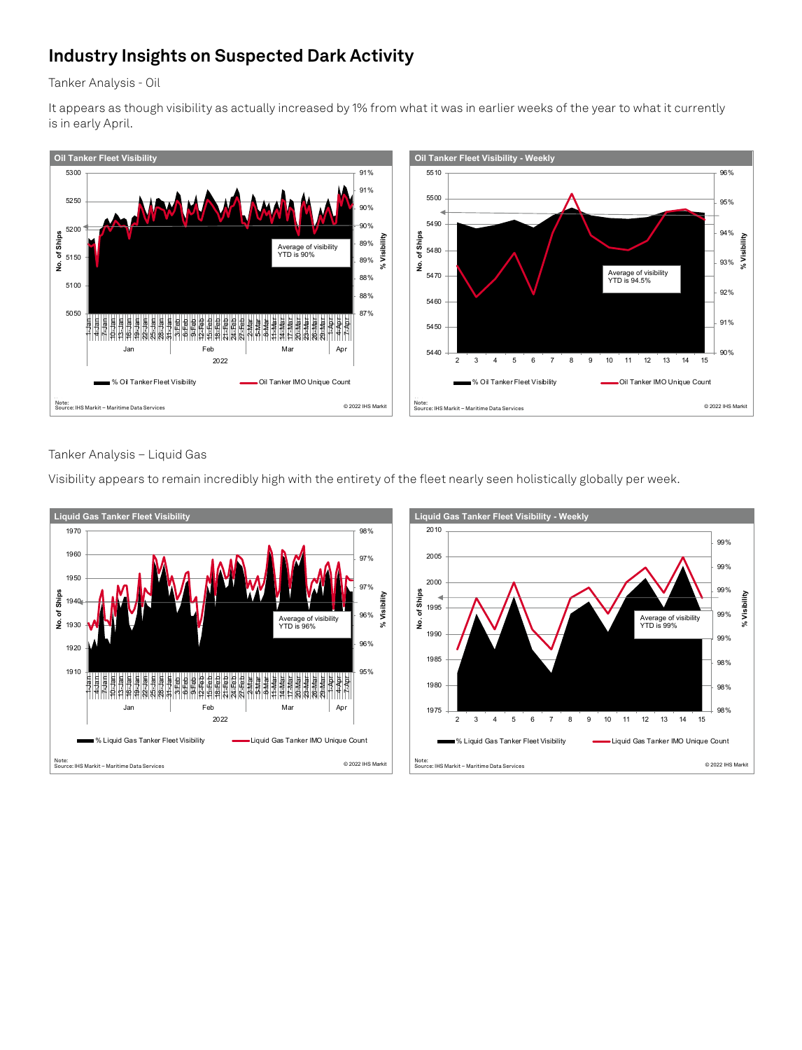# Industry Insights on Suspected Dark Activity

Tanker Analysis - Oil

It appears as though visibility as actually increased by 1% from what it was in earlier weeks of the year to what it currently is in early April.

**Oil Tanker Fleet Visibility**

Average of visibility YTD is 90%

■ % Oil Tanker Fleet Visibility — Oil Tanker IMO Unique Count

Note:
Source: IHS Markit – Maritime Data Services
© 2022 IHS Markit

**Oil Tanker Fleet Visibility - Weekly**

Average of visibility YTD is 94.5%

■ % Oil Tanker Fleet Visibility — Oil Tanker IMO Unique Count

Note:
Source: IHS Markit – Maritime Data Services
© 2022 IHS Markit

Tanker Analysis – Liquid Gas

Visibility appears to remain incredibly high with the entirety of the fleet nearly seen holistically globally per week.

**Liquid Gas Tanker Fleet Visibility**

Average of visibility YTD is 96%

■ % Liquid Gas Tanker Fleet Visibility — Liquid Gas Tanker IMO Unique Count

Note:
Source: IHS Markit – Maritime Data Services
© 2022 IHS Markit

**Liquid Gas Tanker Fleet Visibility - Weekly**

Average of visibility YTD is 99%

■ % Liquid Gas Tanker Fleet Visibility — Liquid Gas Tanker IMO Unique Count

Note:
Source: IHS Markit – Maritime Data Services
© 2022 IHS Markit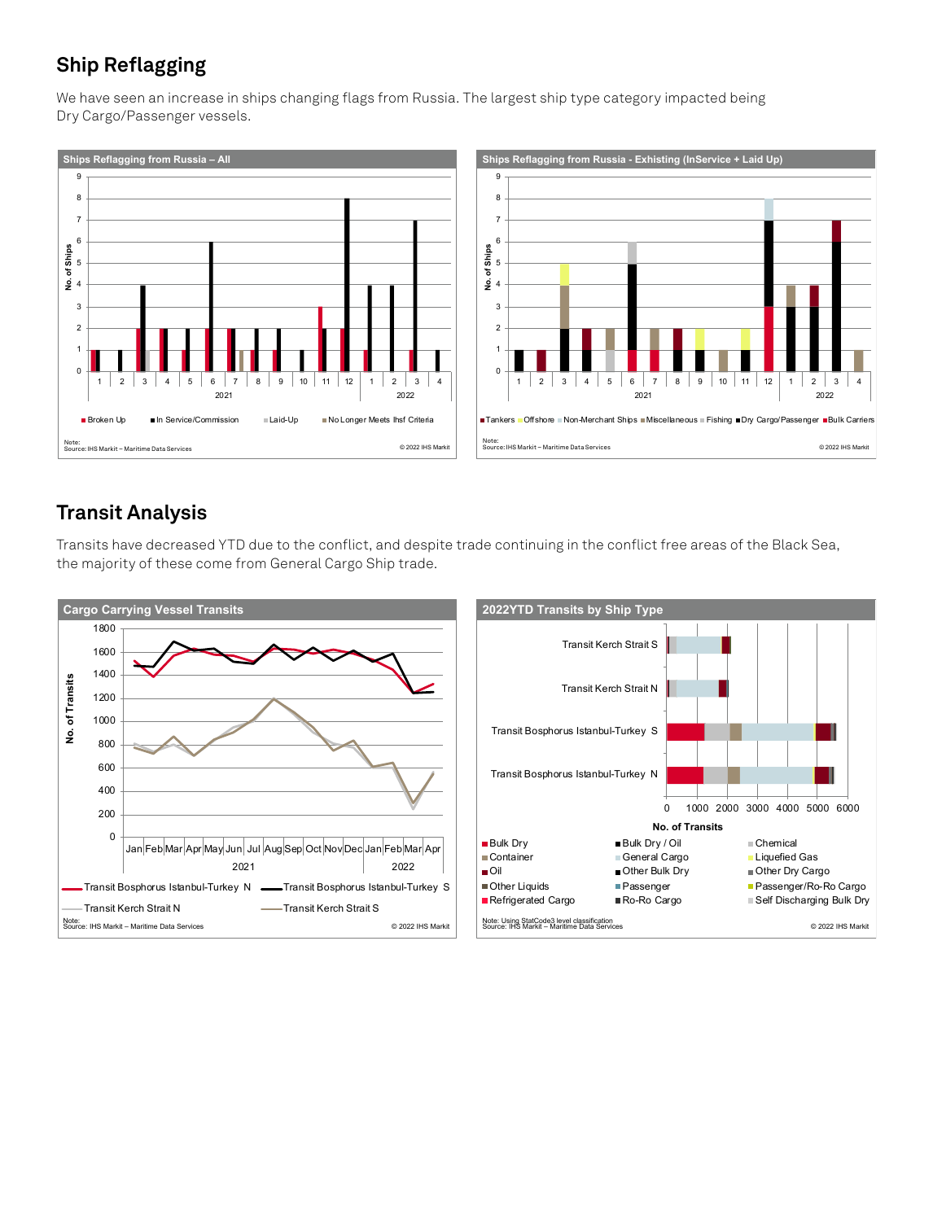## Ship Reflagging

We have seen an increase in ships changing flags from Russia. The largest ship type category impacted being Dry Cargo/Passenger vessels.

**Ships Reflagging from Russia – All**

Broken Up | In Service/Commission | Laid-Up | No Longer Meets Ihsf Criteria

Note:
Source: IHS Markit – Maritime Data Services
© 2022 IHS Markit

**Ships Reflagging from Russia - Exhisting (InService + Laid Up)**

Tankers | Offshore | Non-Merchant Ships | Miscellaneous | Fishing | Dry Cargo/Passenger | Bulk Carriers

Note:
Source: IHS Markit – Maritime Data Services
© 2022 IHS Markit

## Transit Analysis

Transits have decreased YTD due to the conflict, and despite trade continuing in the conflict free areas of the Black Sea, the majority of these come from General Cargo Ship trade.

**Cargo Carrying Vessel Transits**

Transit Bosphorus Istanbul-Turkey N | Transit Bosphorus Istanbul-Turkey S | Transit Kerch Strait N | Transit Kerch Strait S

Note:
Source: IHS Markit – Maritime Data Services
© 2022 IHS Markit

**2022YTD Transits by Ship Type**

Bulk Dry | Bulk Dry / Oil | Chemical | Container | General Cargo | Liquefied Gas | Oil | Other Bulk Dry | Other Dry Cargo | Other Liquids | Passenger | Passenger/Ro-Ro Cargo | Refrigerated Cargo | Ro-Ro Cargo | Self Discharging Bulk Dry

Note: Using StatCode3 level classification
Source: IHS Markit – Maritime Data Services
© 2022 IHS Markit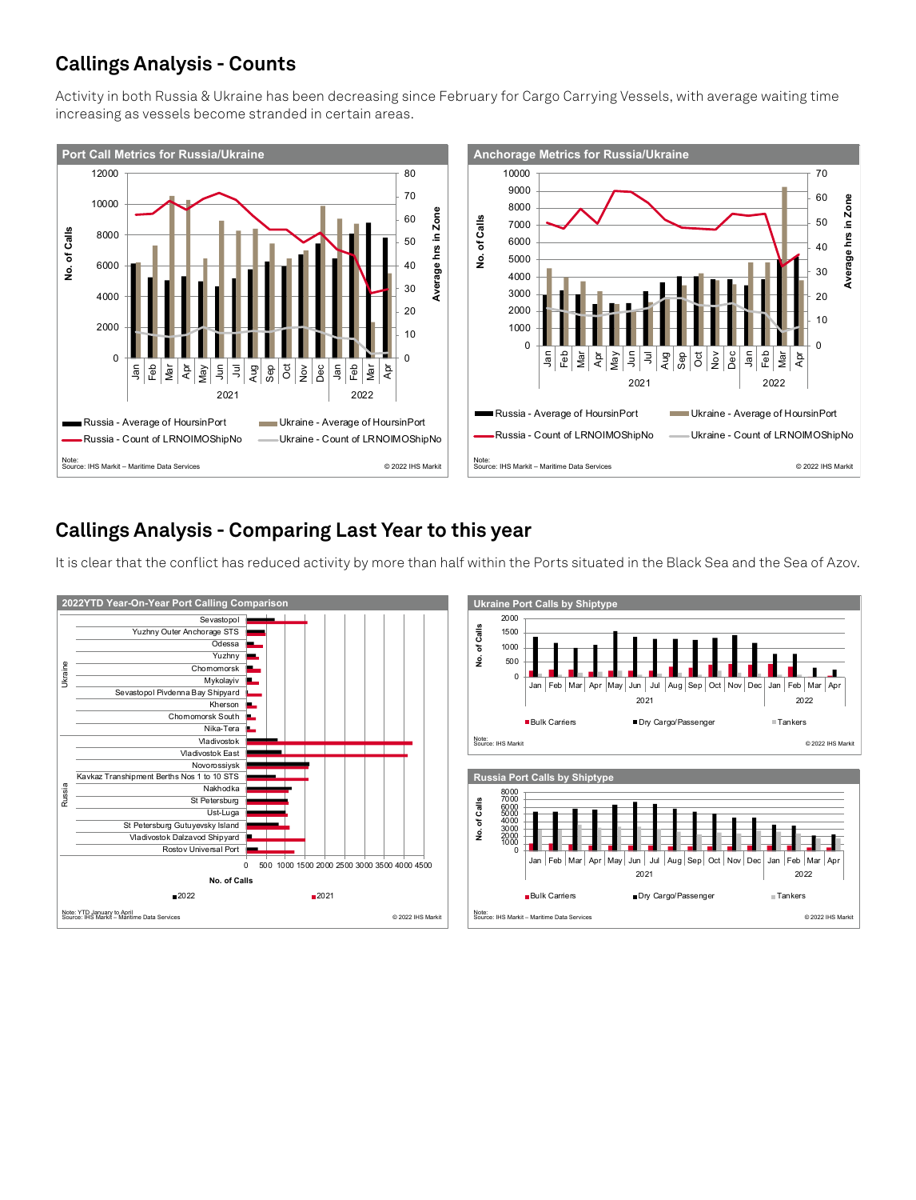## Callings Analysis - Counts

Activity in both Russia & Ukraine has been decreasing since February for Cargo Carrying Vessels, with average waiting time increasing as vessels become stranded in certain areas.

**Port Call Metrics for Russia/Ukraine**

Russia - Average of HoursinPort · Ukraine - Average of HoursinPort · Russia - Count of LRNOIMOShipNo · Ukraine - Count of LRNOIMOShipNo

Note:
Source: IHS Markit – Maritime Data Services
© 2022 IHS Markit

**Anchorage Metrics for Russia/Ukraine**

Russia - Average of HoursinPort · Ukraine - Average of HoursinPort · Russia - Count of LRNOIMOShipNo · Ukraine - Count of LRNOIMOShipNo

Note:
Source: IHS Markit – Maritime Data Services
© 2022 IHS Markit

## Callings Analysis - Comparing Last Year to this year

It is clear that the conflict has reduced activity by more than half within the Ports situated in the Black Sea and the Sea of Azov.

**2022YTD Year-On-Year Port Calling Comparison**

Ukraine: Sevastopol, Yuzhny Outer Anchorage STS, Odessa, Yuzhny, Chornomorsk, Mykolayiv, Sevastopol Pivdenna Bay Shipyard, Kherson, Chornomorsk South, Nika-Tera

Russia: Vladivostok, Vladivostok East, Novorossiysk, Kavkaz Transhipment Berths Nos 1 to 10 STS, Nakhodka, St Petersburg, Ust-Luga, St Petersburg Gutuyevsky Island, Vladivostok Dalzavod Shipyard, Rostov Universal Port

No. of Calls · 2022 · 2021

Note: YTD January to April
Source: IHS Markit – Maritime Data Services
© 2022 IHS Markit

**Ukraine Port Calls by Shiptype**

Bulk Carriers · Dry Cargo/Passenger · Tankers

Note:
Source: IHS Markit
© 2022 IHS Markit

**Russia Port Calls by Shiptype**

Bulk Carriers · Dry Cargo/Passenger · Tankers

Note:
Source: IHS Markit – Maritime Data Services
© 2022 IHS Markit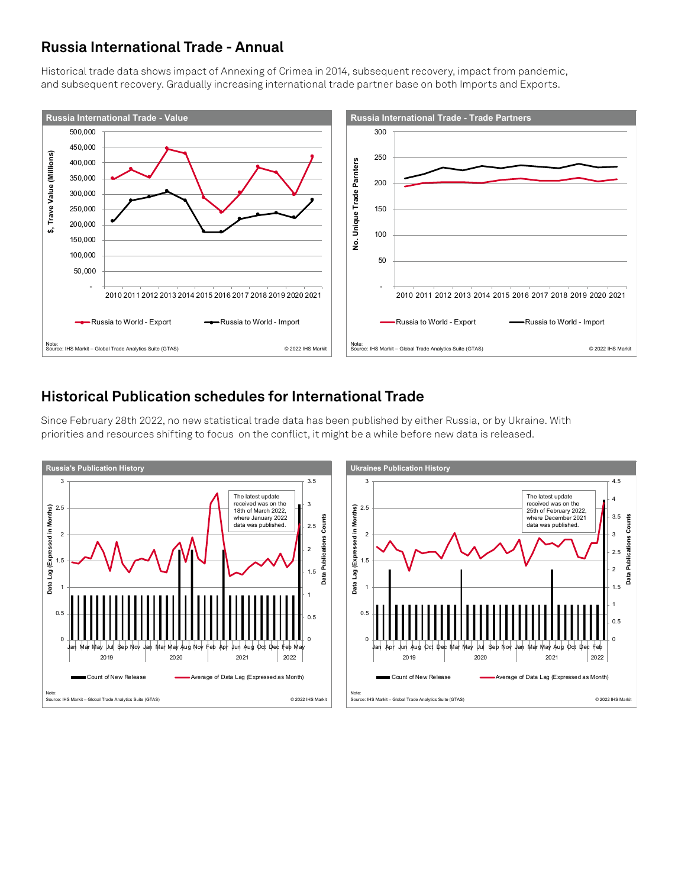## Russia International Trade - Annual

Historical trade data shows impact of Annexing of Crimea in 2014, subsequent recovery, impact from pandemic, and subsequent recovery. Gradually increasing international trade partner base on both Imports and Exports.

**Russia International Trade - Value**

Note:
Source: IHS Markit – Global Trade Analytics Suite (GTAS)
© 2022 IHS Markit

**Russia International Trade - Trade Partners**

Note:
Source: IHS Markit – Global Trade Analytics Suite (GTAS)
© 2022 IHS Markit

## Historical Publication schedules for International Trade

Since February 28th 2022, no new statistical trade data has been published by either Russia, or by Ukraine. With priorities and resources shifting to focus on the conflict, it might be a while before new data is released.

**Russia's Publication History**

The latest update received was on the 18th of March 2022, where January 2022 data was published.

Note:
Source: IHS Markit – Global Trade Analytics Suite (GTAS)
© 2022 IHS Markit

**Ukraines Publication History**

The latest update received was on the 25th of February 2022, where December 2021 data was published.

Note:
Source: IHS Markit – Global Trade Analytics Suite (GTAS)
© 2022 IHS Markit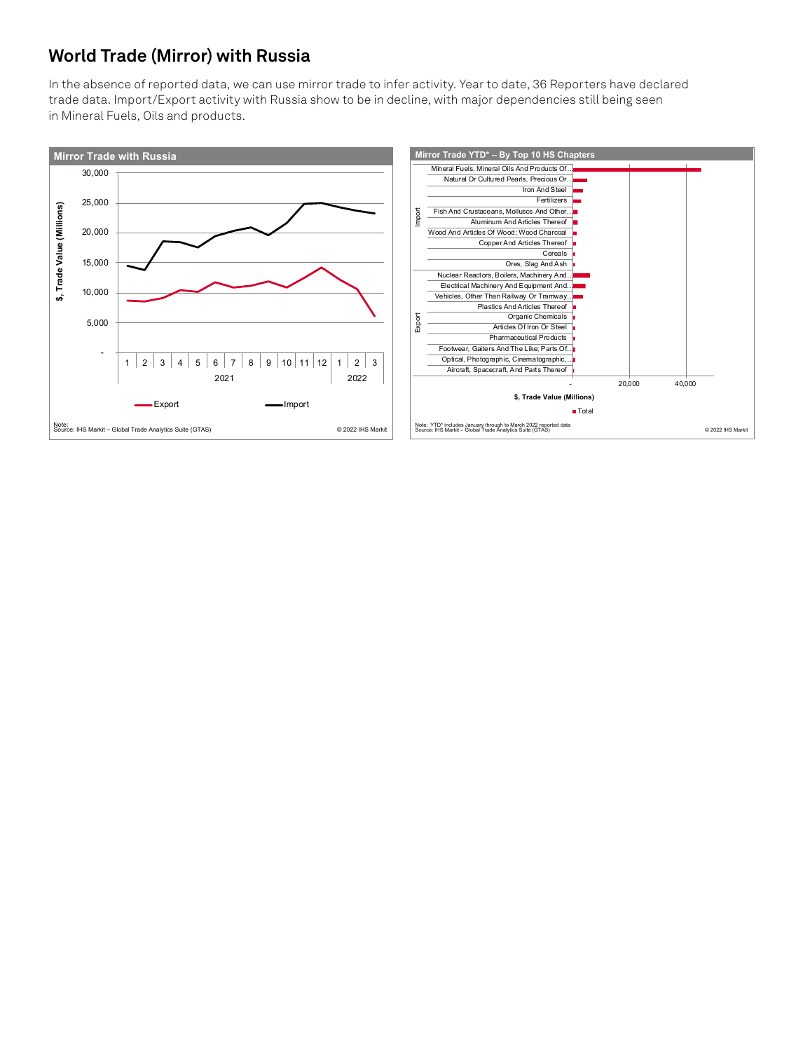# World Trade (Mirror) with Russia

In the absence of reported data, we can use mirror trade to infer activity. Year to date, 36 Reporters have declared trade data. Import/Export activity with Russia show to be in decline, with major dependencies still being seen in Mineral Fuels, Oils and products.

**Mirror Trade with Russia**

$, Trade Value (Millions)

30,000
25,000
20,000
15,000
10,000
5,000
-

1 2 3 4 5 6 7 8 9 10 11 12 | 1 2 3
2021 | 2022

Export — Import

Note:
Source: IHS Markit – Global Trade Analytics Suite (GTAS)

© 2022 IHS Markit

**Mirror Trade YTD* – By Top 10 HS Chapters**

Import:
- Mineral Fuels, Mineral Oils And Products Of...
- Natural Or Cultured Pearls, Precious Or...
- Iron And Steel
- Fertilizers
- Fish And Crustaceans, Molluscs And Other...
- Aluminum And Articles Thereof
- Wood And Articles Of Wood; Wood Charcoal
- Copper And Articles Thereof
- Cereals
- Ores, Slag And Ash

Export:
- Nuclear Reactors, Boilers, Machinery And...
- Electrical Machinery And Equipment And...
- Vehicles, Other Than Railway Or Tramway...
- Plastics And Articles Thereof
- Organic Chemicals
- Articles Of Iron Or Steel
- Pharmaceutical Products
- Footwear, Gaiters And The Like; Parts Of...
- Optical, Photographic, Cinematographic,...
- Aircraft, Spacecraft, And Parts Thereof

- 20,000 40,000

$, Trade Value (Millions)

Total

Note: YTD* includes January through to March 2022 reported data
Source: IHS Markit – Global Trade Analytics Suite (GTAS)

© 2022 IHS Markit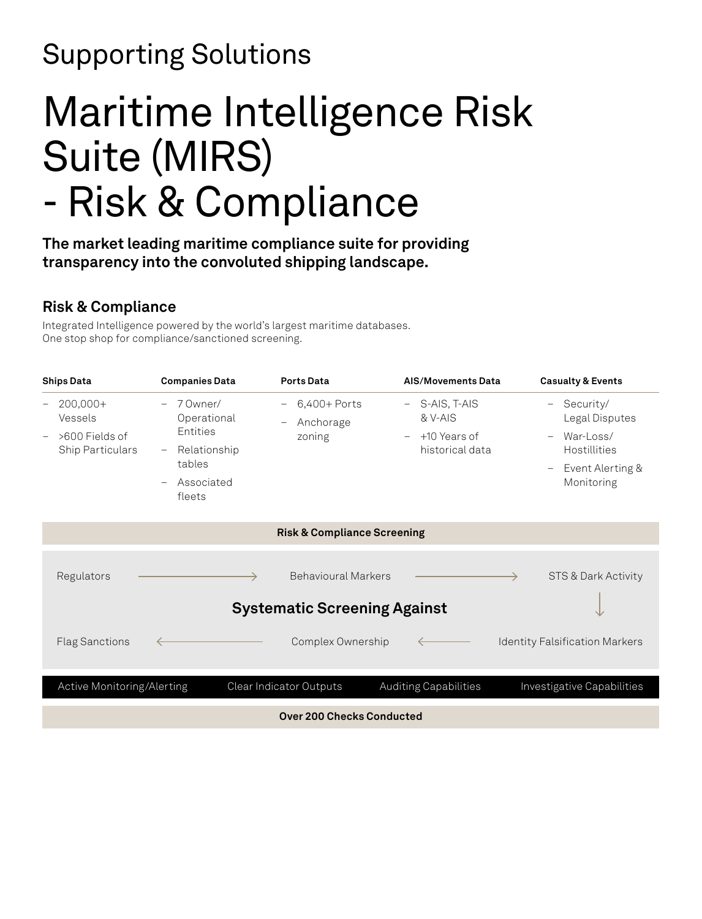# Supporting Solutions

# Maritime Intelligence Risk Suite (MIRS) - Risk & Compliance

**The market leading maritime compliance suite for providing transparency into the convoluted shipping landscape.**

## Risk & Compliance

Integrated Intelligence powered by the world's largest maritime databases.
One stop shop for compliance/sanctioned screening.

| Ships Data | Companies Data | Ports Data | AIS/Movements Data | Casualty & Events |
|---|---|---|---|---|
| – 200,000+ Vessels<br>– >600 Fields of Ship Particulars | – 7 Owner/ Operational Entities<br>– Relationship tables<br>– Associated fleets | – 6,400+ Ports<br>– Anchorage zoning | – S-AIS, T-AIS & V-AIS<br>– +10 Years of historical data | – Security/ Legal Disputes<br>– War-Loss/ Hostillities<br>– Event Alerting & Monitoring |

**Risk & Compliance Screening**

**Systematic Screening Against**

Regulators → Behavioural Markers → STS & Dark Activity → Identity Falsification Markers → Complex Ownership → Flag Sanctions

Active Monitoring/Alerting | Clear Indicator Outputs | Auditing Capabilities | Investigative Capabilities

**Over 200 Checks Conducted**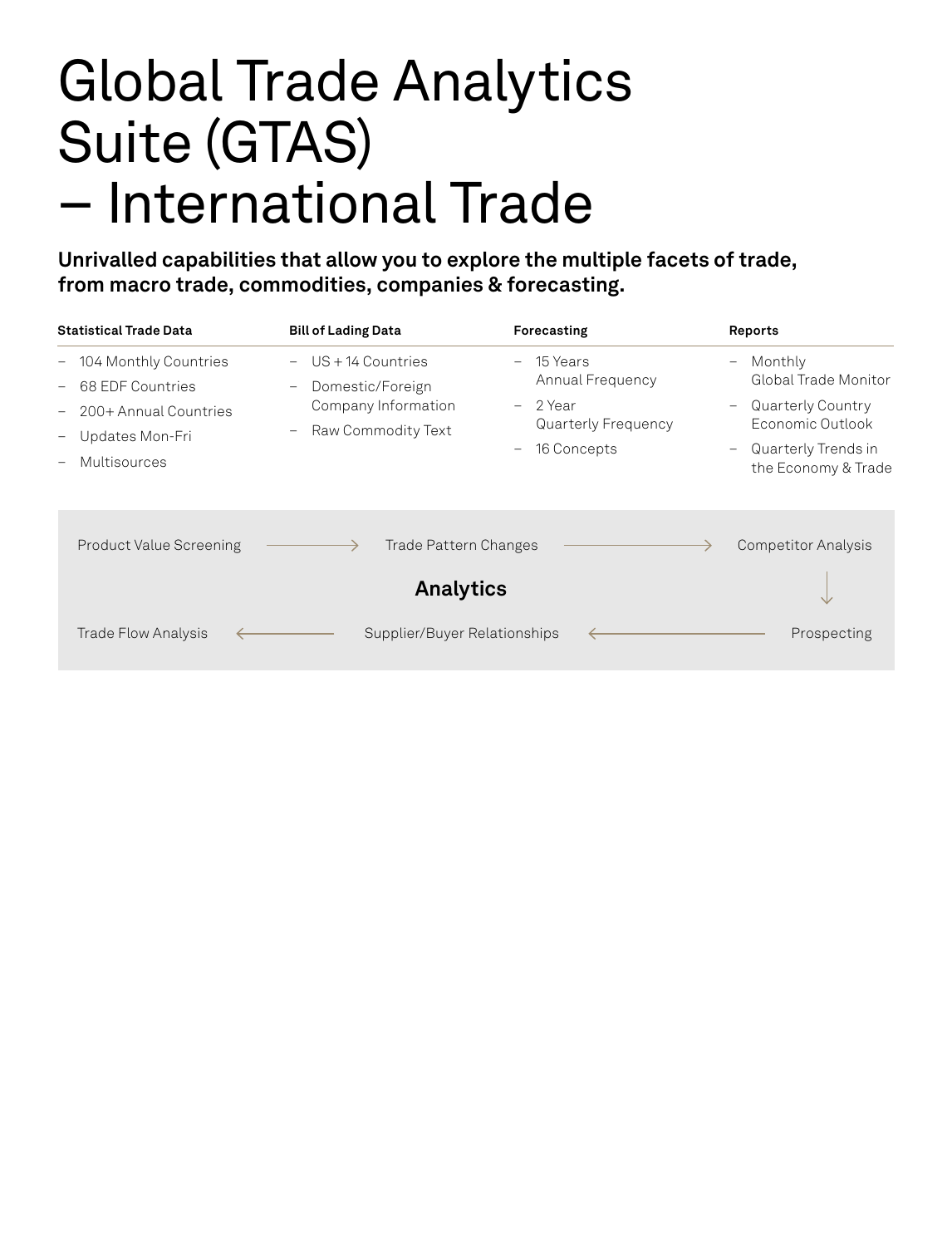# Global Trade Analytics Suite (GTAS) – International Trade

**Unrivalled capabilities that allow you to explore the multiple facets of trade, from macro trade, commodities, companies & forecasting.**

**Statistical Trade Data**

- 104 Monthly Countries
- 68 EDF Countries
- 200+ Annual Countries
- Updates Mon-Fri
- Multisources

**Bill of Lading Data**

- US + 14 Countries
- Domestic/Foreign Company Information
- Raw Commodity Text

**Forecasting**

- 15 Years Annual Frequency
- 2 Year Quarterly Frequency
- 16 Concepts

**Reports**

- Monthly Global Trade Monitor
- Quarterly Country Economic Outlook
- Quarterly Trends in the Economy & Trade

**Analytics**

Product Value Screening → Trade Pattern Changes → Competitor Analysis → Prospecting → Supplier/Buyer Relationships → Trade Flow Analysis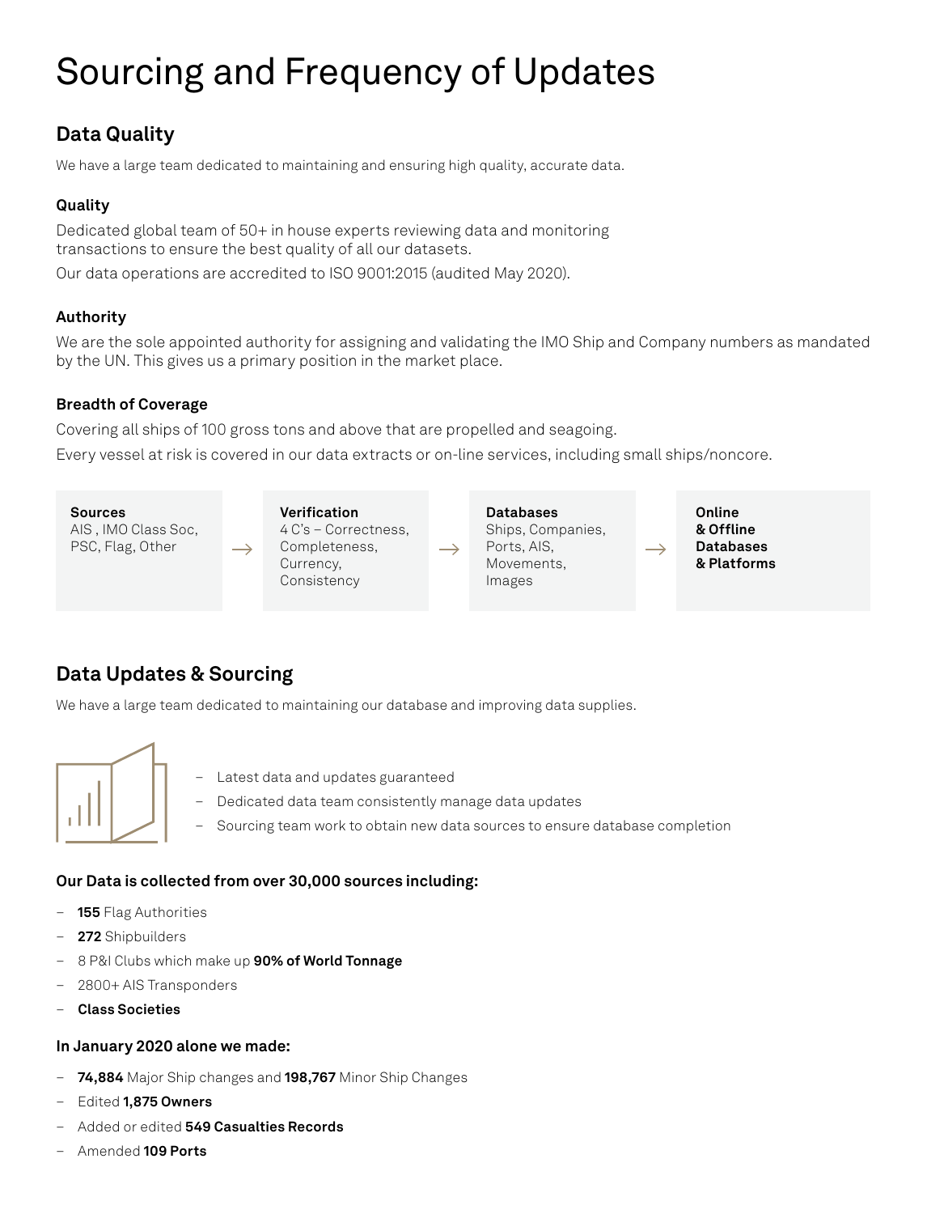# Sourcing and Frequency of Updates

## Data Quality

We have a large team dedicated to maintaining and ensuring high quality, accurate data.

### Quality

Dedicated global team of 50+ in house experts reviewing data and monitoring transactions to ensure the best quality of all our datasets.

Our data operations are accredited to ISO 9001:2015 (audited May 2020).

### Authority

We are the sole appointed authority for assigning and validating the IMO Ship and Company numbers as mandated by the UN. This gives us a primary position in the market place.

### Breadth of Coverage

Covering all ships of 100 gross tons and above that are propelled and seagoing.

Every vessel at risk is covered in our data extracts or on-line services, including small ships/noncore.

**Sources**
AIS , IMO Class Soc, PSC, Flag, Other

→

**Verification**
4 C's – Correctness, Completeness, Currency, Consistency

→

**Databases**
Ships, Companies, Ports, AIS, Movements, Images

→

**Online & Offline Databases & Platforms**

## Data Updates & Sourcing

We have a large team dedicated to maintaining our database and improving data supplies.

- Latest data and updates guaranteed
- Dedicated data team consistently manage data updates
- Sourcing team work to obtain new data sources to ensure database completion

### Our Data is collected from over 30,000 sources including:

- **155** Flag Authorities
- **272** Shipbuilders
- 8 P&I Clubs which make up **90% of World Tonnage**
- 2800+ AIS Transponders
- **Class Societies**

### In January 2020 alone we made:

- **74,884** Major Ship changes and **198,767** Minor Ship Changes
- Edited **1,875 Owners**
- Added or edited **549 Casualties Records**
- Amended **109 Ports**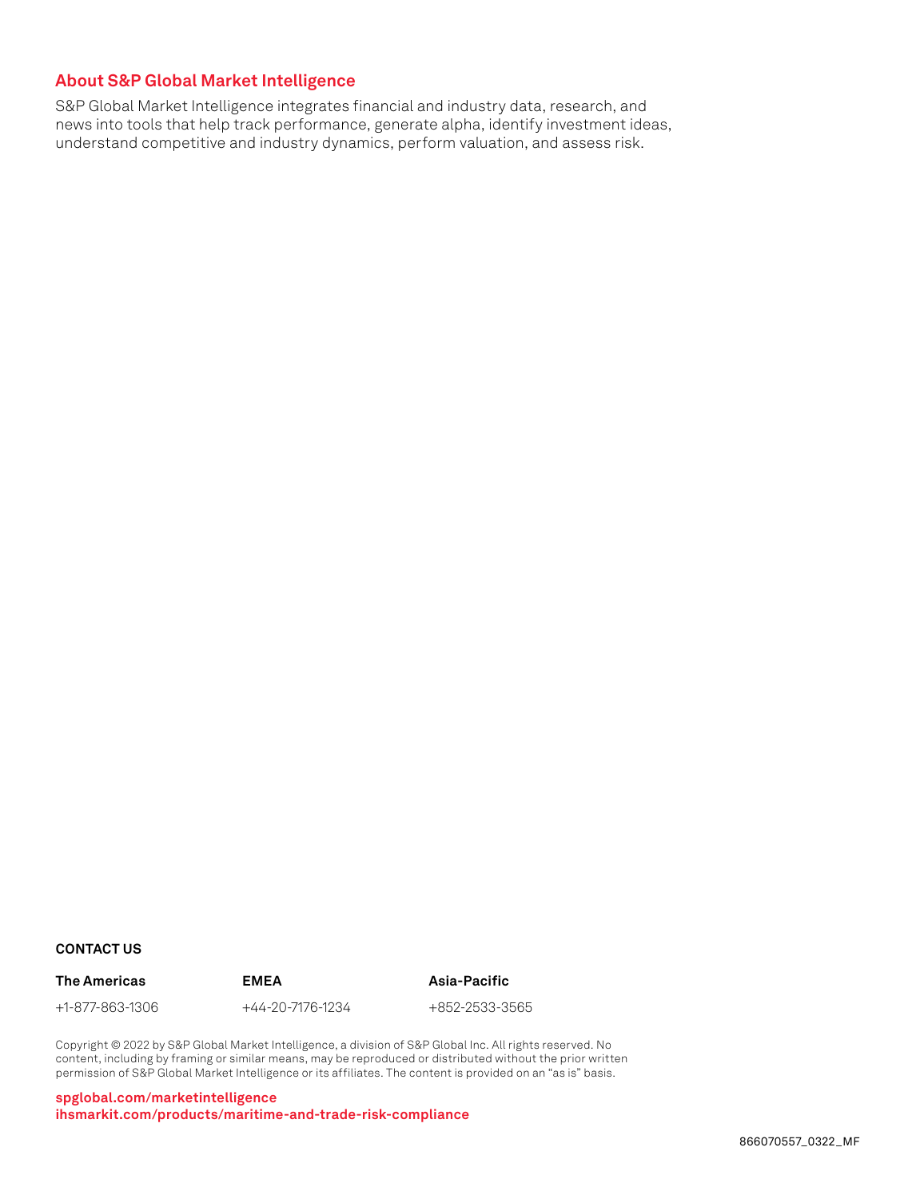## About S&P Global Market Intelligence

S&P Global Market Intelligence integrates financial and industry data, research, and news into tools that help track performance, generate alpha, identify investment ideas, understand competitive and industry dynamics, perform valuation, and assess risk.

**CONTACT US**

| The Americas | EMEA | Asia-Pacific |
| --- | --- | --- |
| +1-877-863-1306 | +44-20-7176-1234 | +852-2533-3565 |

Copyright © 2022 by S&P Global Market Intelligence, a division of S&P Global Inc. All rights reserved. No content, including by framing or similar means, may be reproduced or distributed without the prior written permission of S&P Global Market Intelligence or its affiliates. The content is provided on an "as is" basis.

**spglobal.com/marketintelligence**
**ihsmarkit.com/products/maritime-and-trade-risk-compliance**

866070557_0322_MF